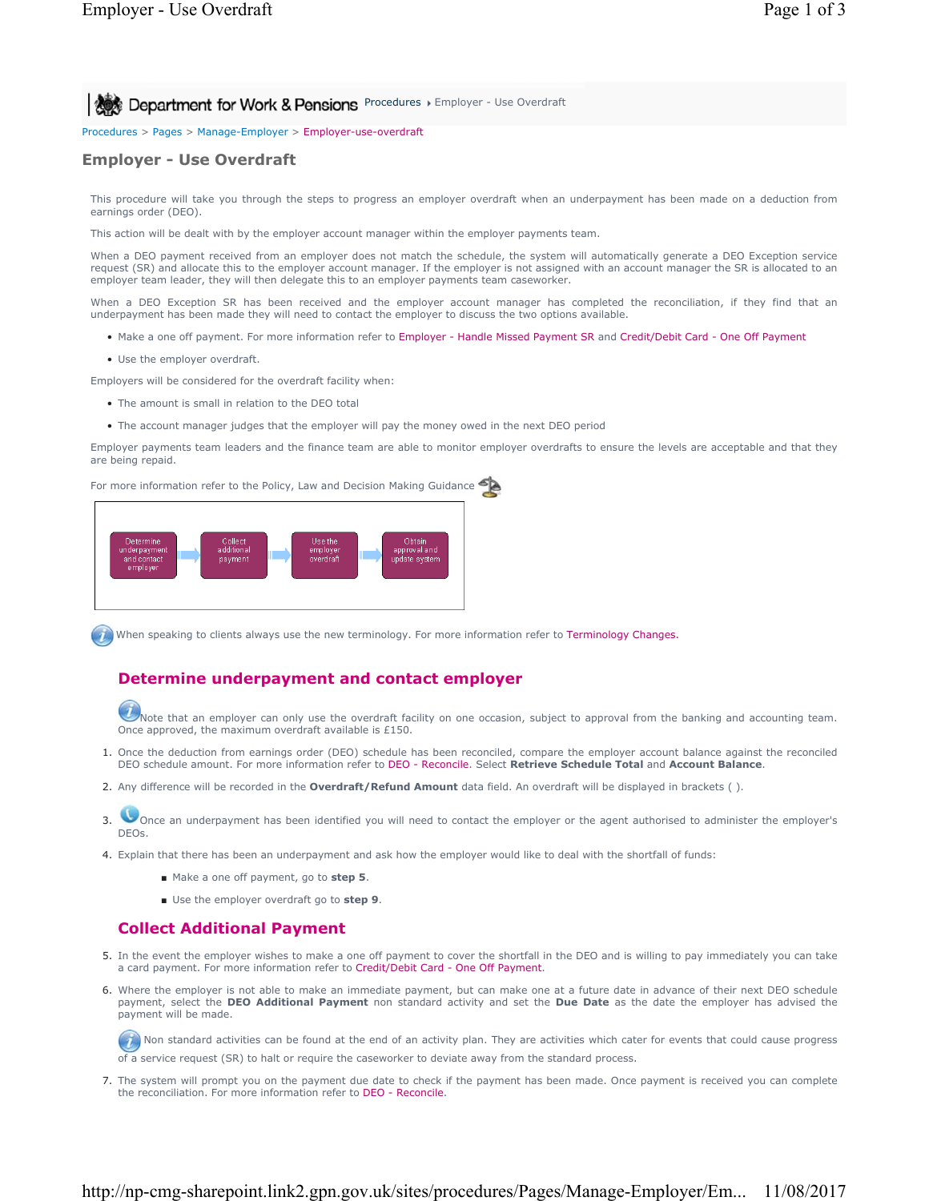Procedures ▸ Employer - Use Overdraft

Procedures > Pages > Manage-Employer > Employer-use-overdraft

# Employer - Use Overdraft

This procedure will take you through the steps to progress an employer overdraft when an underpayment has been made on a deduction from earnings order (DEO).

This action will be dealt with by the employer account manager within the employer payments team.

When a DEO payment received from an employer does not match the schedule, the system will automatically generate a DEO Exception service request (SR) and allocate this to the employer account manager. If the employer is not assigned with an account manager the SR is allocated to an employer team leader, they will then delegate this to an employer payments team caseworker.

When a DEO Exception SR has been received and the employer account manager has completed the reconciliation, if they find that an underpayment has been made they will need to contact the employer to discuss the two options available.

- Make a one off payment. For more information refer to Employer - Handle Missed Payment SR and Credit/Debit Card - One Off Payment
- Use the employer overdraft.

Employers will be considered for the overdraft facility when:

- The amount is small in relation to the DEO total
- The account manager judges that the employer will pay the money owed in the next DEO period

Employer payments team leaders and the finance team are able to monitor employer overdrafts to ensure the levels are acceptable and that they are being repaid.

For more information refer to the Policy, Law and Decision Making Guidance

Determine underpayment and contact employer → Collect additional payment → Use the employer overdraft → Obtain approval and update system

When speaking to clients always use the new terminology. For more information refer to Terminology Changes.

## Determine underpayment and contact employer

Note that an employer can only use the overdraft facility on one occasion, subject to approval from the banking and accounting team. Once approved, the maximum overdraft available is £150.

1. Once the deduction from earnings order (DEO) schedule has been reconciled, compare the employer account balance against the reconciled DEO schedule amount. For more information refer to DEO - Reconcile. Select **Retrieve Schedule Total** and **Account Balance**.
2. Any difference will be recorded in the **Overdraft/Refund Amount** data field. An overdraft will be displayed in brackets ( ).
3. Once an underpayment has been identified you will need to contact the employer or the agent authorised to administer the employer's DEOs.
4. Explain that there has been an underpayment and ask how the employer would like to deal with the shortfall of funds:
   - Make a one off payment, go to **step 5**.
   - Use the employer overdraft go to **step 9**.

## Collect Additional Payment

5. In the event the employer wishes to make a one off payment to cover the shortfall in the DEO and is willing to pay immediately you can take a card payment. For more information refer to Credit/Debit Card - One Off Payment.
6. Where the employer is not able to make an immediate payment, but can make one at a future date in advance of their next DEO schedule payment, select the **DEO Additional Payment** non standard activity and set the **Due Date** as the date the employer has advised the payment will be made.

   Non standard activities can be found at the end of an activity plan. They are activities which cater for events that could cause progress of a service request (SR) to halt or require the caseworker to deviate away from the standard process.

7. The system will prompt you on the payment due date to check if the payment has been made. Once payment is received you can complete the reconciliation. For more information refer to DEO - Reconcile.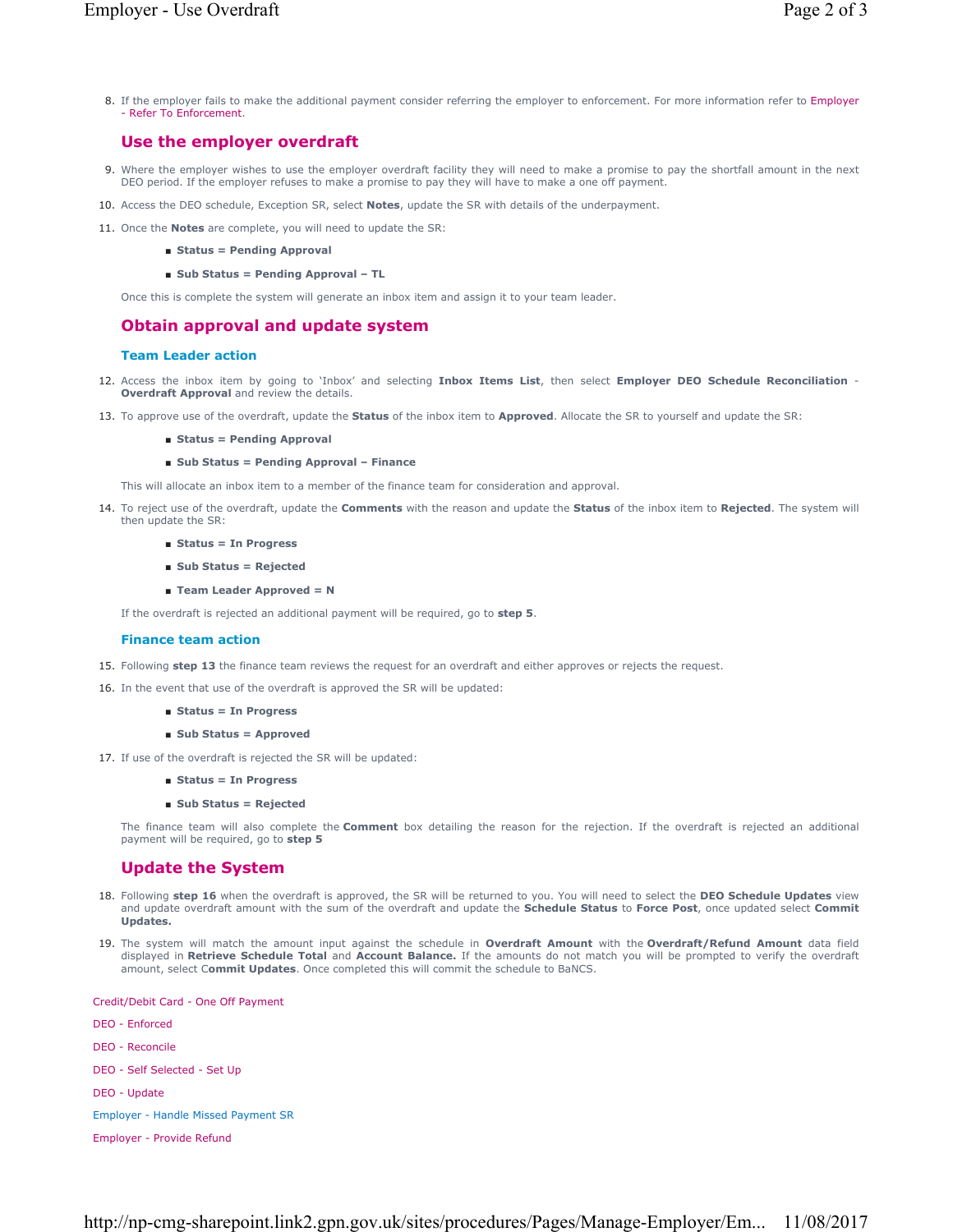8. If the employer fails to make the additional payment consider referring the employer to enforcement. For more information refer to Employer - Refer To Enforcement.

## Use the employer overdraft

9. Where the employer wishes to use the employer overdraft facility they will need to make a promise to pay the shortfall amount in the next DEO period. If the employer refuses to make a promise to pay they will have to make a one off payment.

10. Access the DEO schedule, Exception SR, select **Notes**, update the SR with details of the underpayment.

11. Once the **Notes** are complete, you will need to update the SR:

    - **Status = Pending Approval**
    - **Sub Status = Pending Approval – TL**

    Once this is complete the system will generate an inbox item and assign it to your team leader.

## Obtain approval and update system

### Team Leader action

12. Access the inbox item by going to 'Inbox' and selecting **Inbox Items List**, then select **Employer DEO Schedule Reconciliation - Overdraft Approval** and review the details.

13. To approve use of the overdraft, update the **Status** of the inbox item to **Approved**. Allocate the SR to yourself and update the SR:

    - **Status = Pending Approval**
    - **Sub Status = Pending Approval – Finance**

    This will allocate an inbox item to a member of the finance team for consideration and approval.

14. To reject use of the overdraft, update the **Comments** with the reason and update the **Status** of the inbox item to **Rejected**. The system will then update the SR:

    - **Status = In Progress**
    - **Sub Status = Rejected**
    - **Team Leader Approved = N**

    If the overdraft is rejected an additional payment will be required, go to **step 5**.

### Finance team action

15. Following **step 13** the finance team reviews the request for an overdraft and either approves or rejects the request.

16. In the event that use of the overdraft is approved the SR will be updated:

    - **Status = In Progress**
    - **Sub Status = Approved**

17. If use of the overdraft is rejected the SR will be updated:

    - **Status = In Progress**
    - **Sub Status = Rejected**

    The finance team will also complete the **Comment** box detailing the reason for the rejection. If the overdraft is rejected an additional payment will be required, go to **step 5**

## Update the System

18. Following **step 16** when the overdraft is approved, the SR will be returned to you. You will need to select the **DEO Schedule Updates** view and update overdraft amount with the sum of the overdraft and update the **Schedule Status** to **Force Post**, once updated select **Commit Updates.**

19. The system will match the amount input against the schedule in **Overdraft Amount** with the **Overdraft/Refund Amount** data field displayed in **Retrieve Schedule Total** and **Account Balance.** If the amounts do not match you will be prompted to verify the overdraft amount, select C**ommit Updates**. Once completed this will commit the schedule to BaNCS.

Credit/Debit Card - One Off Payment

DEO - Enforced

DEO - Reconcile

DEO - Self Selected - Set Up

DEO - Update

Employer - Handle Missed Payment SR

Employer - Provide Refund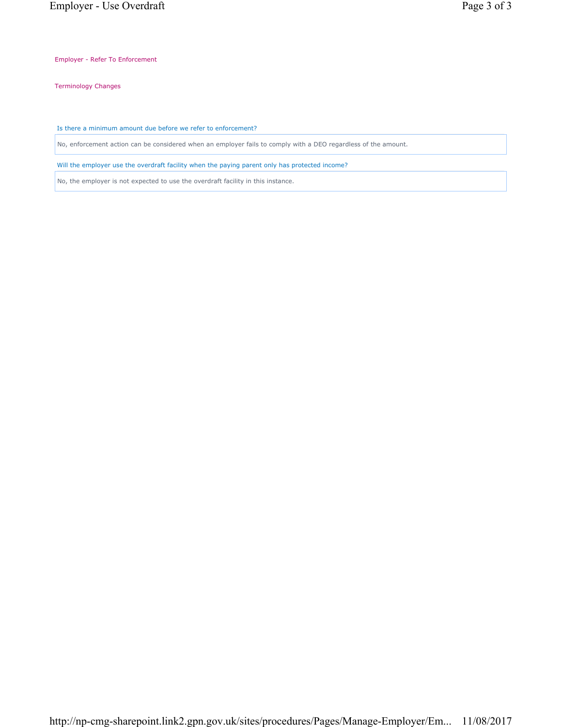Employer - Refer To Enforcement

Terminology Changes

**Is there a minimum amount due before we refer to enforcement?**

No, enforcement action can be considered when an employer fails to comply with a DEO regardless of the amount.

**Will the employer use the overdraft facility when the paying parent only has protected income?**

No, the employer is not expected to use the overdraft facility in this instance.